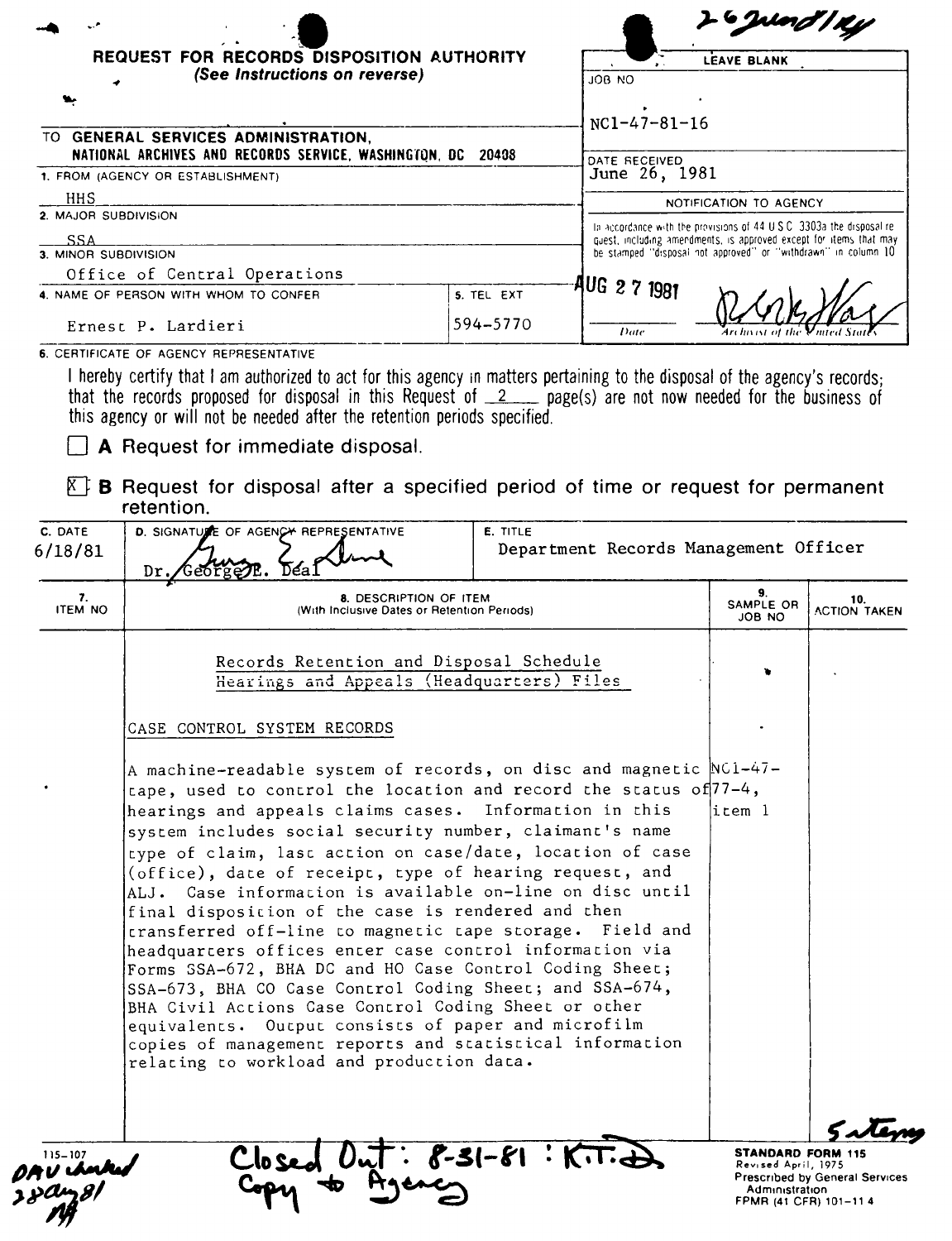26 June 81

# REQUEST FOR RECORDS DISPOSITION AUTHORITY

*(See Instructions on reverse)*

| LEAVE BLANK |
|---|
| JOB NO |
| NC1-47-81-16 |
| DATE RECEIVED June 26, 1981 |
| NOTIFICATION TO AGENCY |
| In accordance with the provisions of 44 U.S.C. 3303a the disposal request, including amendments, is approved except for items that may be stamped "disposal not approved" or "withdrawn" in column 10 |
| AUG 27 1981 — Date — Archivist of the United States |

TO **GENERAL SERVICES ADMINISTRATION, NATIONAL ARCHIVES AND RECORDS SERVICE, WASHINGTON, DC 20408**

1. FROM (AGENCY OR ESTABLISHMENT)
   HHS
2. MAJOR SUBDIVISION
   SSA
3. MINOR SUBDIVISION
   Office of Central Operations
4. NAME OF PERSON WITH WHOM TO CONFER
   Ernest P. Lardieri
5. TEL EXT
   594-5770
6. CERTIFICATE OF AGENCY REPRESENTATIVE

I hereby certify that I am authorized to act for this agency in matters pertaining to the disposal of the agency's records; that the records proposed for disposal in this Request of 2 page(s) are not now needed for the business of this agency or will not be needed after the retention periods specified.

☐ **A** Request for immediate disposal.

☒ **B** Request for disposal after a specified period of time or request for permanent retention.

| C. DATE | D. SIGNATURE OF AGENCY REPRESENTATIVE | E. TITLE |
|---|---|---|
| 6/18/81 | Dr. George E. Deal | Department Records Management Officer |

| 7. ITEM NO | 8. DESCRIPTION OF ITEM (With Inclusive Dates or Retention Periods) | 9. SAMPLE OR JOB NO | 10. ACTION TAKEN |
|---|---|---|---|
| | Records Retention and Disposal Schedule<br>Hearings and Appeals (Headquarters) Files | | |
| | CASE CONTROL SYSTEM RECORDS | | |
| | A machine-readable system of records, on disc and magnetic tape, used to control the location and record the status of hearings and appeals claims cases. Information in this system includes social security number, claimant's name type of claim, last action on case/date, location of case (office), date of receipt, type of hearing request, and ALJ. Case information is available on-line on disc until final disposition of the case is rendered and then transferred off-line to magnetic tape storage. Field and headquarters offices enter case control information via Forms SSA-672, BHA DC and HO Case Control Coding Sheet; SSA-673, BHA CO Case Control Coding Sheet; and SSA-674, BHA Civil Actions Case Control Coding Sheet or other equivalents. Output consists of paper and microfilm copies of management reports and statistical information relating to workload and production data. | NC1-47-77-4, item 1 | |

5 items

115-107

DAV checked 28 Aug 81

Closed Out: 8-31-81 : K.T.D. Copy to Agency

**STANDARD FORM 115**
Revised April, 1975
Prescribed by General Services Administration
FPMR (41 CFR) 101-11.4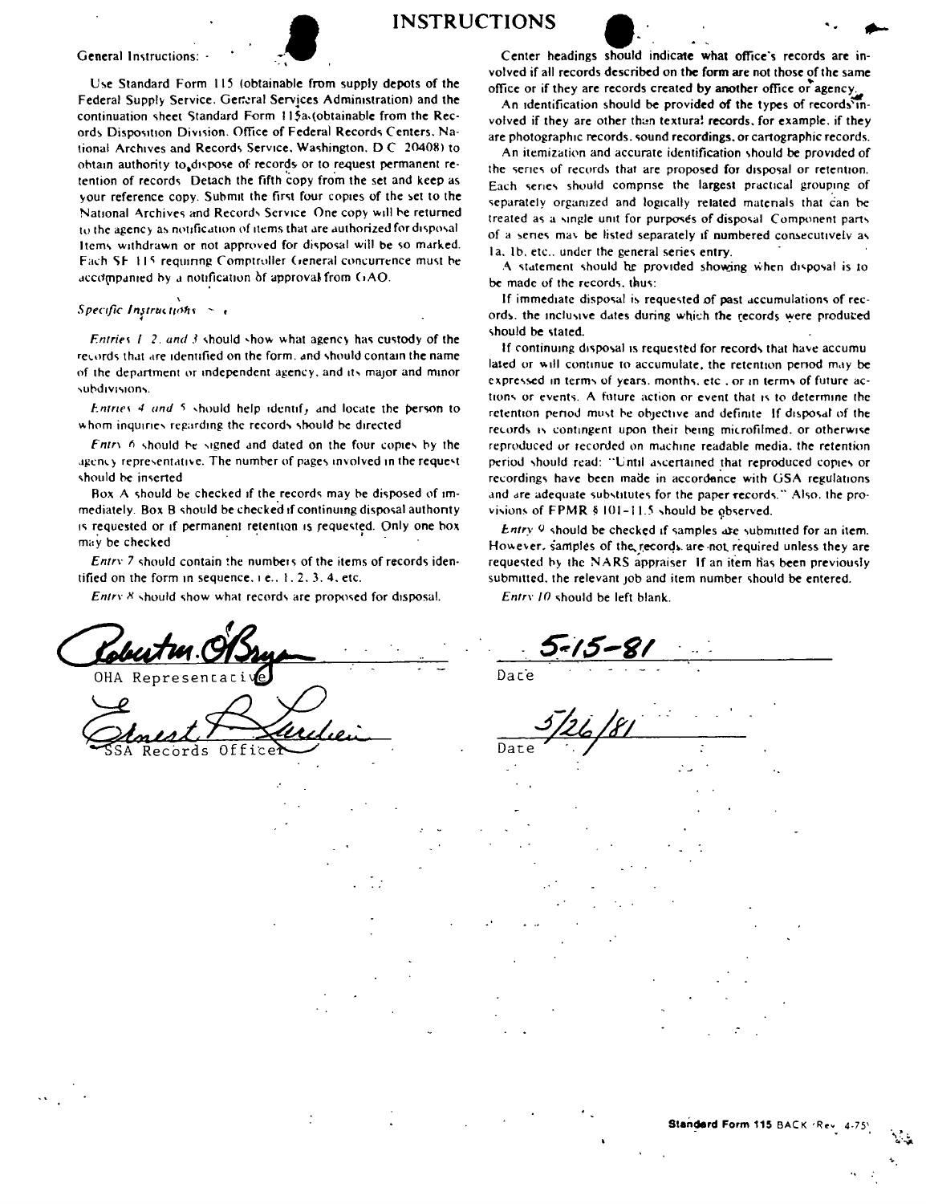# INSTRUCTIONS

General Instructions:

Use Standard Form 115 (obtainable from supply depots of the Federal Supply Service, General Services Administration) and the continuation sheet Standard Form 115a (obtainable from the Records Disposition Division, Office of Federal Records Centers, National Archives and Records Service, Washington, D C 20408) to obtain authority to dispose of records or to request permanent retention of records. Detach the fifth copy from the set and keep as your reference copy. Submit the first four copies of the set to the National Archives and Records Service. One copy will be returned to the agency as notification of items that are authorized for disposal. Items withdrawn or not approved for disposal will be so marked. Each SF 115 requiring Comptroller General concurrence must be accompanied by a notification of approval from GAO.

*Specific Instructions*

*Entries 1, 2, and 3* should show what agency has custody of the records that are identified on the form, and should contain the name of the department or independent agency, and its major and minor subdivisions.

*Entries 4 and 5* should help identify and locate the person to whom inquiries regarding the records should be directed.

*Entry 6* should be signed and dated on the four copies by the agency representative. The number of pages involved in the request should be inserted.

Box A should be checked if the records may be disposed of immediately. Box B should be checked if continuing disposal authority is requested or if permanent retention is requested. Only one box may be checked.

*Entry 7* should contain the numbers of the items of records identified on the form in sequence, i.e., 1, 2, 3, 4, etc.

*Entry 8* should show what records are proposed for disposal.

Center headings should indicate what office's records are involved if all records described on the form are not those of the same office or if they are records created by another office or agency.

An identification should be provided of the types of records involved if they are other than textural records, for example, if they are photographic records, sound recordings, or cartographic records.

An itemization and accurate identification should be provided of the series of records that are proposed for disposal or retention. Each series should comprise the largest practical grouping of separately organized and logically related materials that can be treated as a single unit for purposes of disposal. Component parts of a series may be listed separately if numbered consecutively as 1a, 1b, etc., under the general series entry.

A statement should be provided showing when disposal is to be made of the records, thus:

If immediate disposal is requested of past accumulations of records, the inclusive dates during which the records were produced should be stated.

If continuing disposal is requested for records that have accumulated or will continue to accumulate, the retention period may be expressed in terms of years, months, etc., or in terms of future actions or events. A future action or event that is to determine the retention period must be objective and definite. If disposal of the records is contingent upon their being microfilmed, or otherwise reproduced or recorded on machine readable media, the retention period should read: "Until ascertained that reproduced copies or recordings have been made in accordance with GSA regulations and are adequate substitutes for the paper records." Also, the provisions of FPMR § 101-11.5 should be observed.

*Entry 9* should be checked if samples are submitted for an item. However, samples of the records are not required unless they are requested by the NARS appraiser. If an item has been previously submitted, the relevant job and item number should be entered.

*Entry 10* should be left blank.

Robert M. O'Bryan
OHA Representative — Date: 5-15-81

Ernest P. Lardieri
SSA Records Officer — Date: 5/26/81

Standard Form 115 BACK (Rev. 4-75)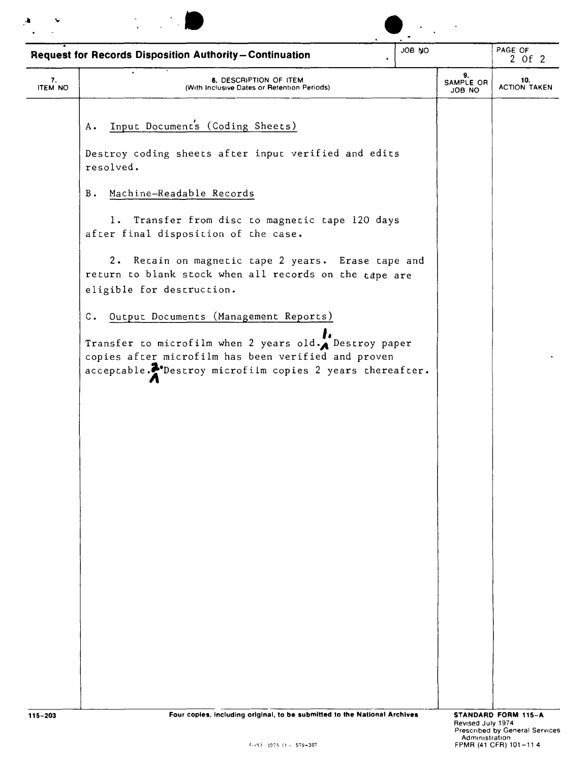## Request for Records Disposition Authority—Continuation

| JOB NO | PAGE OF |
| --- | --- |
| | 2 Of 2 |

| 7. ITEM NO | 8. DESCRIPTION OF ITEM (With Inclusive Dates or Retention Periods) | 9. SAMPLE OR JOB NO | 10. ACTION TAKEN |
| --- | --- | --- | --- |
| | A. Input Documents (Coding Sheets) | | |
| | Destroy coding sheets after input verified and edits resolved. | | |
| | B. Machine-Readable Records | | |
| | 1. Transfer from disc to magnetic tape 120 days after final disposition of the case. | | |
| | 2. Retain on magnetic tape 2 years. Erase tape and return to blank stock when all records on the tape are eligible for destruction. | | |
| | C. Output Documents (Management Reports) | | |
| | Transfer to microfilm when 2 years old. 1. Destroy paper copies after microfilm has been verified and proven acceptable. 2. Destroy microfilm copies 2 years thereafter. | | |

115-203

Four copies, including original, to be submitted to the National Archives

STANDARD FORM 115-A
Revised July 1974
Prescribed by General Services Administration
FPMR (41 CFR) 101-11.4